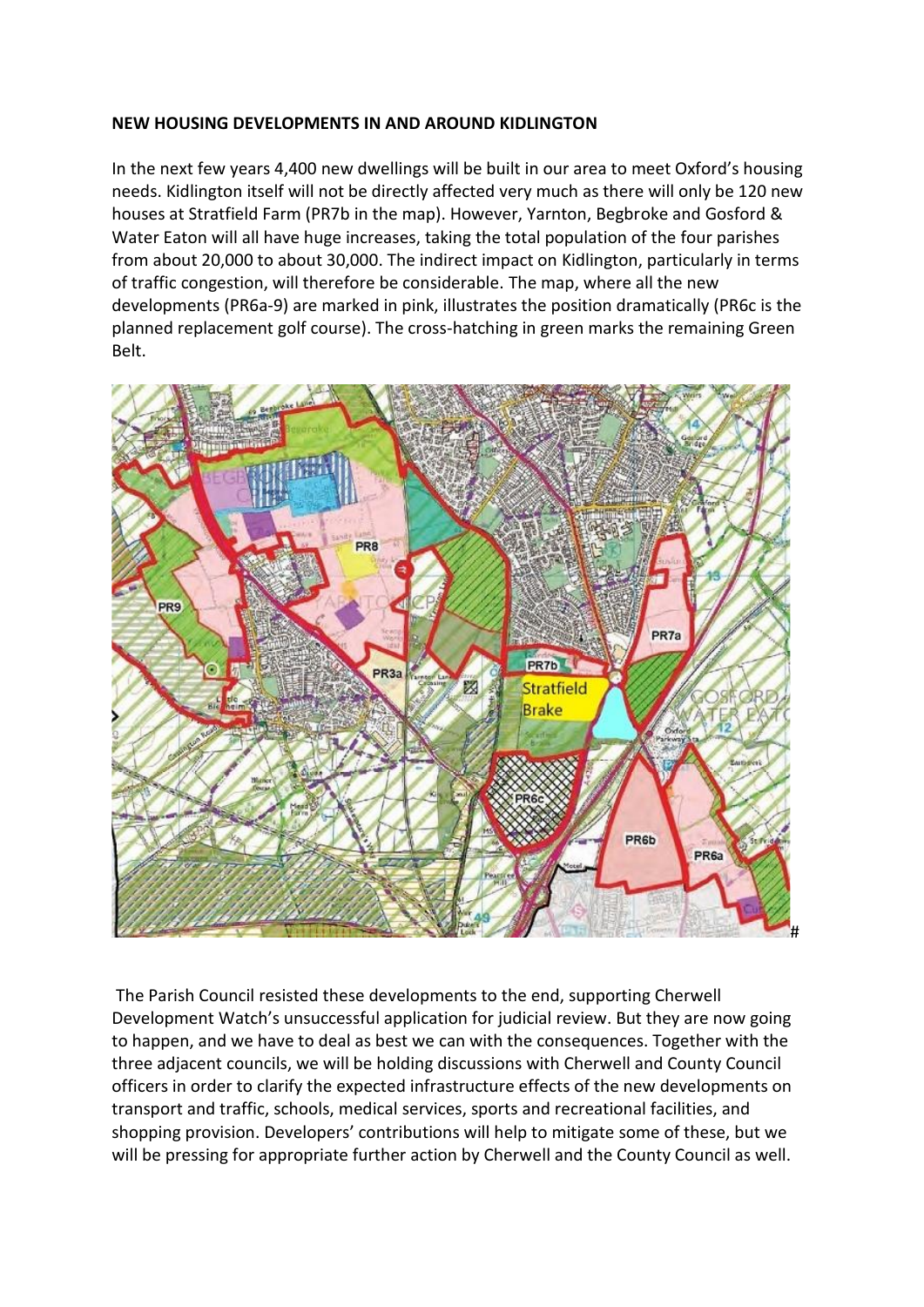**NEW HOUSING DEVELOPMENTS IN AND AROUND KIDLINGTON**

In the next few years 4,400 new dwellings will be built in our area to meet Oxford's housing needs. Kidlington itself will not be directly affected very much as there will only be 120 new houses at Stratfield Farm (PR7b in the map). However, Yarnton, Begbroke and Gosford & Water Eaton will all have huge increases, taking the total population of the four parishes from about 20,000 to about 30,000. The indirect impact on Kidlington, particularly in terms of traffic congestion, will therefore be considerable. The map, where all the new developments (PR6a-9) are marked in pink, illustrates the position dramatically (PR6c is the planned replacement golf course). The cross-hatching in green marks the remaining Green Belt.

The Parish Council resisted these developments to the end, supporting Cherwell Development Watch's unsuccessful application for judicial review. But they are now going to happen, and we have to deal as best we can with the consequences. Together with the three adjacent councils, we will be holding discussions with Cherwell and County Council officers in order to clarify the expected infrastructure effects of the new developments on transport and traffic, schools, medical services, sports and recreational facilities, and shopping provision. Developers' contributions will help to mitigate some of these, but we will be pressing for appropriate further action by Cherwell and the County Council as well.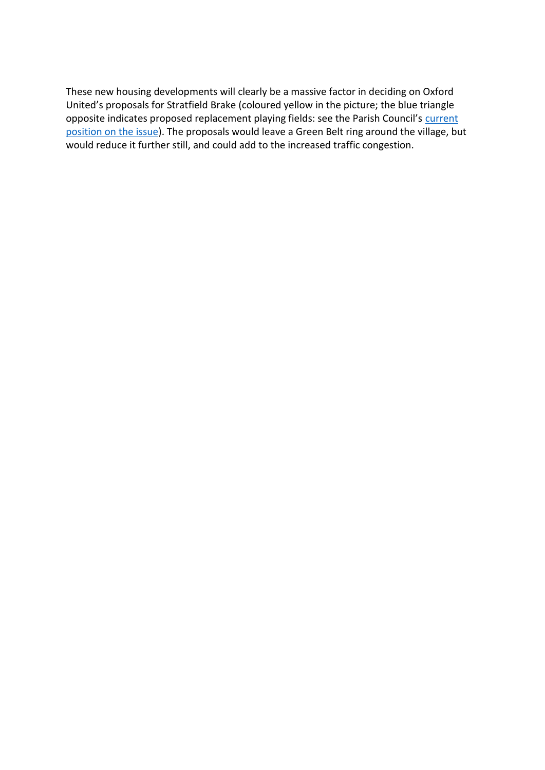These new housing developments will clearly be a massive factor in deciding on Oxford United's proposals for Stratfield Brake (coloured yellow in the picture; the blue triangle opposite indicates proposed replacement playing fields: see the Parish Council's current position on the issue). The proposals would leave a Green Belt ring around the village, but would reduce it further still, and could add to the increased traffic congestion.